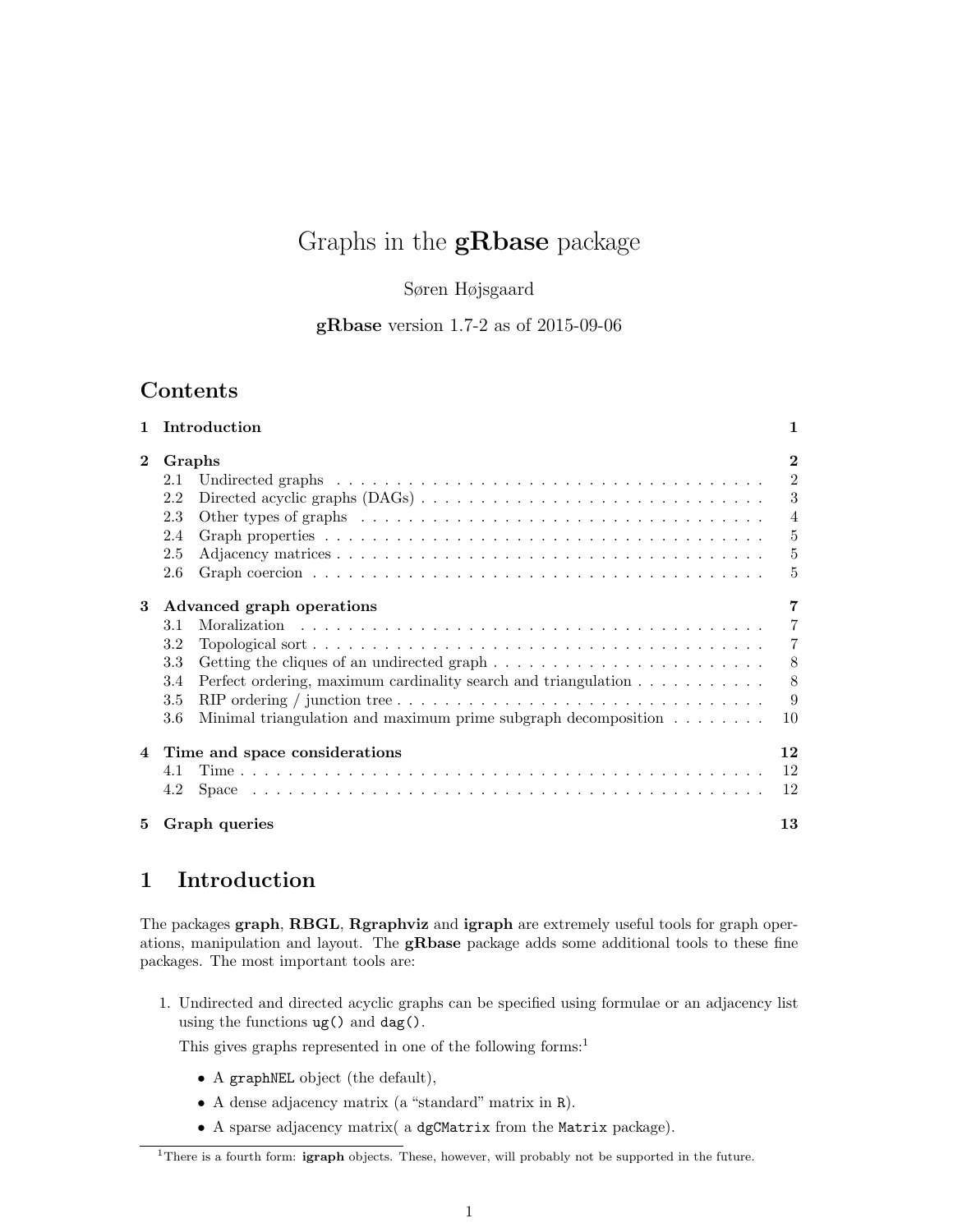# Graphs in the **gRbase** package

Søren Højsgaard

**gRbase** version 1.7-2 as of 2015-09-06

## Contents

| | | |
|---|---|---|
| **1** | **Introduction** | **1** |
| **2** | **Graphs** | **2** |
| 2.1 | Undirected graphs | 2 |
| 2.2 | Directed acyclic graphs (DAGs) | 3 |
| 2.3 | Other types of graphs | 4 |
| 2.4 | Graph properties | 5 |
| 2.5 | Adjacency matrices | 5 |
| 2.6 | Graph coercion | 5 |
| **3** | **Advanced graph operations** | **7** |
| 3.1 | Moralization | 7 |
| 3.2 | Topological sort | 7 |
| 3.3 | Getting the cliques of an undirected graph | 8 |
| 3.4 | Perfect ordering, maximum cardinality search and triangulation | 8 |
| 3.5 | RIP ordering / junction tree | 9 |
| 3.6 | Minimal triangulation and maximum prime subgraph decomposition | 10 |
| **4** | **Time and space considerations** | **12** |
| 4.1 | Time | 12 |
| 4.2 | Space | 12 |
| **5** | **Graph queries** | **13** |

## 1 Introduction

The packages **graph**, **RBGL**, **Rgraphviz** and **igraph** are extremely useful tools for graph operations, manipulation and layout. The **gRbase** package adds some additional tools to these fine packages. The most important tools are:

1. Undirected and directed acyclic graphs can be specified using formulae or an adjacency list using the functions `ug()` and `dag()`.

   This gives graphs represented in one of the following forms:[1]

   - A `graphNEL` object (the default),
   - A dense adjacency matrix (a "standard" matrix in `R`).
   - A sparse adjacency matrix( a `dgCMatrix` from the `Matrix` package).

[1] There is a fourth form: **igraph** objects. These, however, will probably not be supported in the future.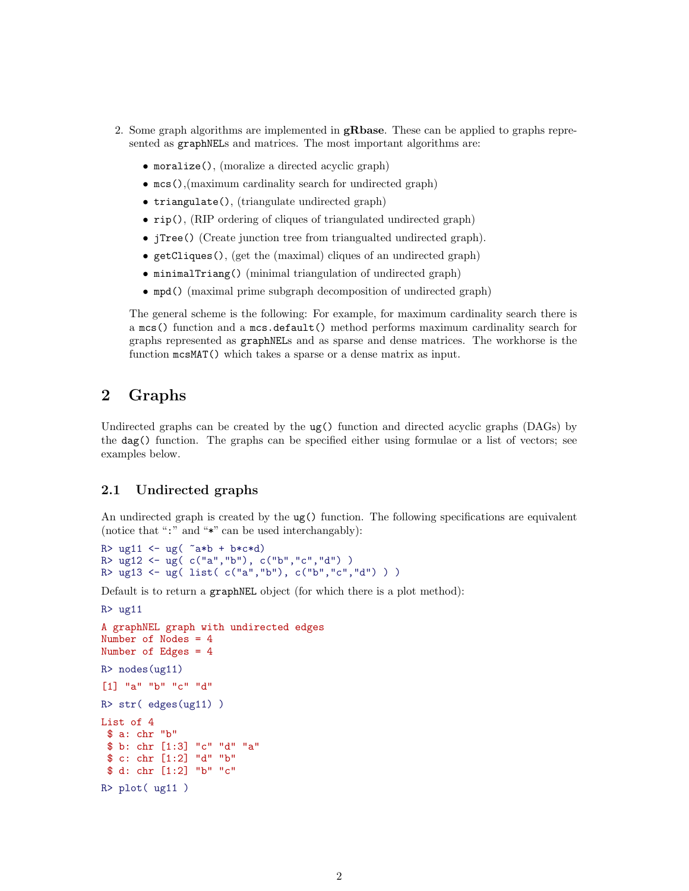2. Some graph algorithms are implemented in **gRbase**. These can be applied to graphs represented as `graphNEL`s and matrices. The most important algorithms are:

   - `moralize()`, (moralize a directed acyclic graph)
   - `mcs()`,(maximum cardinality search for undirected graph)
   - `triangulate()`, (triangulate undirected graph)
   - `rip()`, (RIP ordering of cliques of triangulated undirected graph)
   - `jTree()` (Create junction tree from triangualted undirected graph).
   - `getCliques()`, (get the (maximal) cliques of an undirected graph)
   - `minimalTriang()` (minimal triangulation of undirected graph)
   - `mpd()` (maximal prime subgraph decomposition of undirected graph)

   The general scheme is the following: For example, for maximum cardinality search there is a `mcs()` function and a `mcs.default()` method performs maximum cardinality search for graphs represented as `graphNEL`s and as sparse and dense matrices. The workhorse is the function `mcsMAT()` which takes a sparse or a dense matrix as input.

# 2 Graphs

Undirected graphs can be created by the `ug()` function and directed acyclic graphs (DAGs) by the `dag()` function. The graphs can be specified either using formulae or a list of vectors; see examples below.

## 2.1 Undirected graphs

An undirected graph is created by the `ug()` function. The following specifications are equivalent (notice that ":" and "*" can be used interchangably):

```
R> ug11 <- ug( ~a*b + b*c*d)
R> ug12 <- ug( c("a","b"), c("b","c","d") )
R> ug13 <- ug( list( c("a","b"), c("b","c","d") ) )
```

Default is to return a `graphNEL` object (for which there is a plot method):

```
R> ug11

A graphNEL graph with undirected edges
Number of Nodes = 4
Number of Edges = 4

R> nodes(ug11)

[1] "a" "b" "c" "d"

R> str( edges(ug11) )

List of 4
 $ a: chr "b"
 $ b: chr [1:3] "c" "d" "a"
 $ c: chr [1:2] "d" "b"
 $ d: chr [1:2] "b" "c"

R> plot( ug11 )
```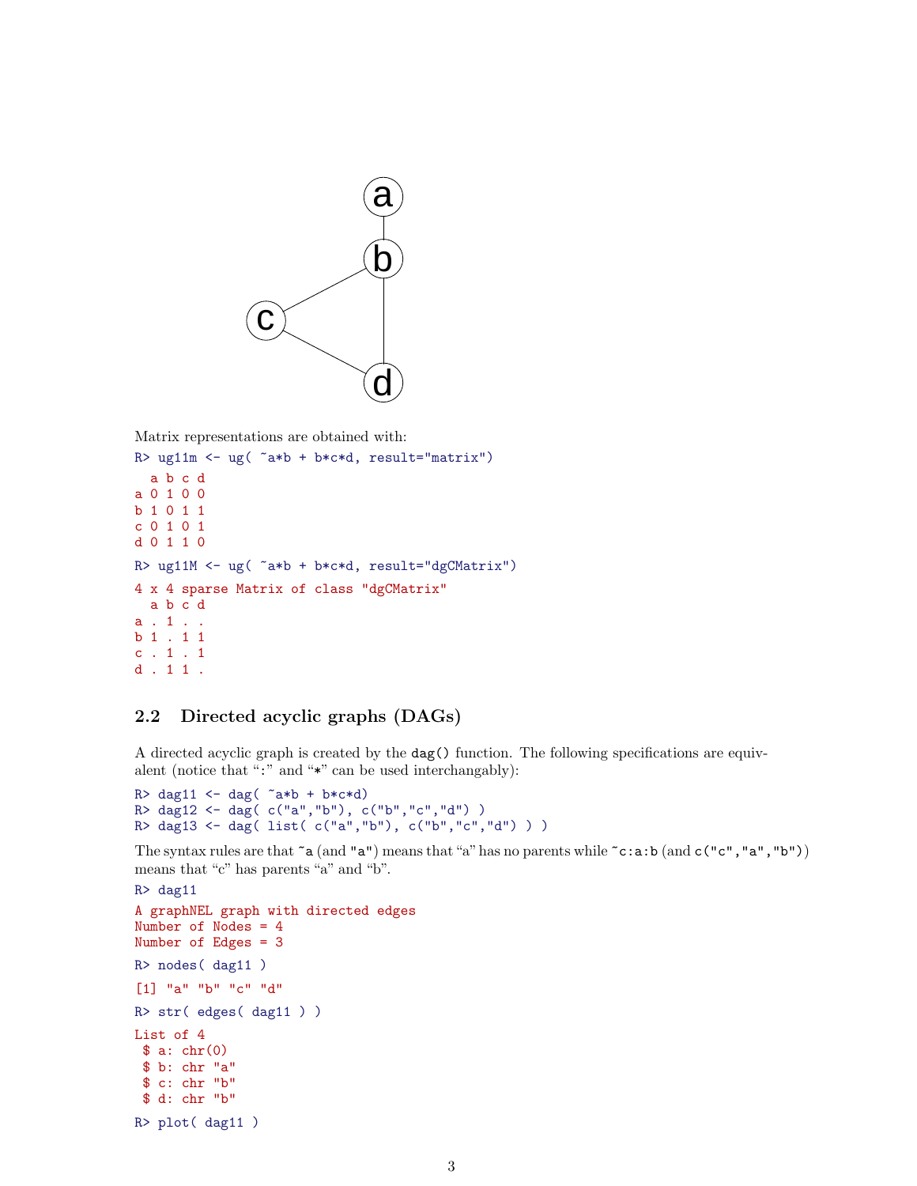Matrix representations are obtained with:

```
R> ug11m <- ug( ~a*b + b*c*d, result="matrix")
```

```
  a b c d
a 0 1 0 0
b 1 0 1 1
c 0 1 0 1
d 0 1 1 0
```

```
R> ug11M <- ug( ~a*b + b*c*d, result="dgCMatrix")
```

```
4 x 4 sparse Matrix of class "dgCMatrix"
  a b c d
a . 1 . .
b 1 . 1 1
c . 1 . 1
d . 1 1 .
```

### 2.2 Directed acyclic graphs (DAGs)

A directed acyclic graph is created by the `dag()` function. The following specifications are equivalent (notice that ":" and "*" can be used interchangably):

```
R> dag11 <- dag( ~a*b + b*c*d)
R> dag12 <- dag( c("a","b"), c("b","c","d") )
R> dag13 <- dag( list( c("a","b"), c("b","c","d") ) )
```

The syntax rules are that `~a` (and `"a"`) means that "a" has no parents while `~c:a:b` (and `c("c","a","b")`) means that "c" has parents "a" and "b".

```
R> dag11
```

```
A graphNEL graph with directed edges
Number of Nodes = 4
Number of Edges = 3
```

```
R> nodes( dag11 )
```

```
[1] "a" "b" "c" "d"
```

```
R> str( edges( dag11 ) )
```

```
List of 4
 $ a: chr(0)
 $ b: chr "a"
 $ c: chr "b"
 $ d: chr "b"
```

```
R> plot( dag11 )
```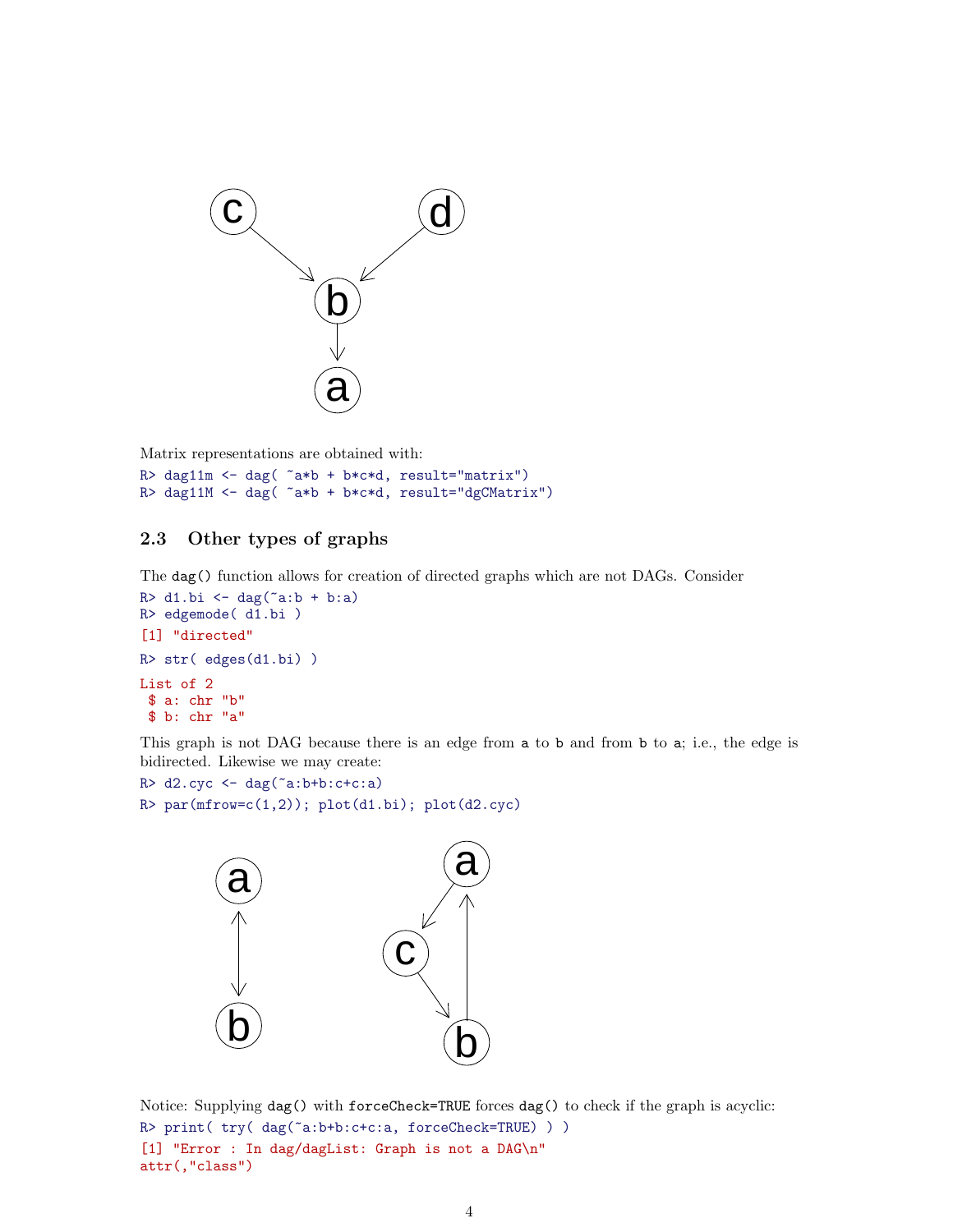Matrix representations are obtained with:

```
R> dag11m <- dag( ~a*b + b*c*d, result="matrix")
R> dag11M <- dag( ~a*b + b*c*d, result="dgCMatrix")
```

### 2.3 Other types of graphs

The `dag()` function allows for creation of directed graphs which are not DAGs. Consider

```
R> d1.bi <- dag(~a:b + b:a)
R> edgemode( d1.bi )
[1] "directed"
R> str( edges(d1.bi) )
List of 2
 $ a: chr "b"
 $ b: chr "a"
```

This graph is not DAG because there is an edge from `a` to `b` and from `b` to `a`; i.e., the edge is bidirected. Likewise we may create:

```
R> d2.cyc <- dag(~a:b+b:c+c:a)
R> par(mfrow=c(1,2)); plot(d1.bi); plot(d2.cyc)
```

Notice: Supplying `dag()` with `forceCheck=TRUE` forces `dag()` to check if the graph is acyclic:

```
R> print( try( dag(~a:b+b:c+c:a, forceCheck=TRUE) ) )
[1] "Error : In dag/dagList: Graph is not a DAG\n"
attr(,"class")
```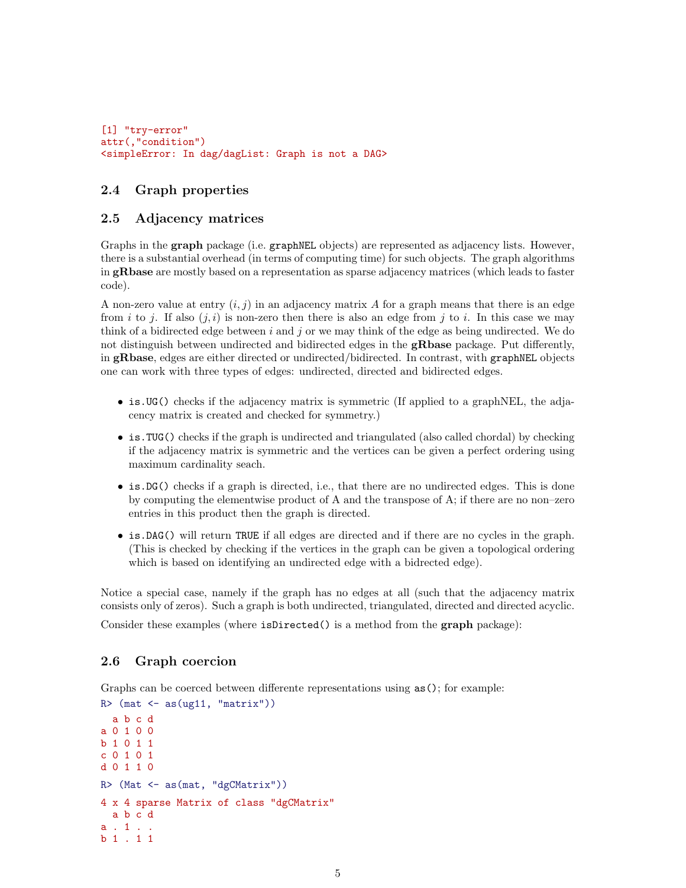```
[1] "try-error"
attr(,"condition")
<simpleError: In dag/dagList: Graph is not a DAG>
```

## 2.4 Graph properties

## 2.5 Adjacency matrices

Graphs in the **graph** package (i.e. `graphNEL` objects) are represented as adjacency lists. However, there is a substantial overhead (in terms of computing time) for such objects. The graph algorithms in **gRbase** are mostly based on a representation as sparse adjacency matrices (which leads to faster code).

A non-zero value at entry $(i, j)$ in an adjacency matrix $A$ for a graph means that there is an edge from $i$ to $j$. If also $(j, i)$ is non-zero then there is also an edge from $j$ to $i$. In this case we may think of a bidirected edge between $i$ and $j$ or we may think of the edge as being undirected. We do not distinguish between undirected and bidirected edges in the **gRbase** package. Put differently, in **gRbase**, edges are either directed or undirected/bidirected. In contrast, with `graphNEL` objects one can work with three types of edges: undirected, directed and bidirected edges.

- `is.UG()` checks if the adjacency matrix is symmetric (If applied to a graphNEL, the adjacency matrix is created and checked for symmetry.)
- `is.TUG()` checks if the graph is undirected and triangulated (also called chordal) by checking if the adjacency matrix is symmetric and the vertices can be given a perfect ordering using maximum cardinality seach.
- `is.DG()` checks if a graph is directed, i.e., that there are no undirected edges. This is done by computing the elementwise product of A and the transpose of A; if there are no non–zero entries in this product then the graph is directed.
- `is.DAG()` will return `TRUE` if all edges are directed and if there are no cycles in the graph. (This is checked by checking if the vertices in the graph can be given a topological ordering which is based on identifying an undirected edge with a bidrected edge).

Notice a special case, namely if the graph has no edges at all (such that the adjacency matrix consists only of zeros). Such a graph is both undirected, triangulated, directed and directed acyclic.

Consider these examples (where `isDirected()` is a method from the **graph** package):

## 2.6 Graph coercion

Graphs can be coerced between differente representations using `as()`; for example:

```
R> (mat <- as(ug11, "matrix"))
  a b c d
a 0 1 0 0
b 1 0 1 1
c 0 1 0 1
d 0 1 1 0
R> (Mat <- as(mat, "dgCMatrix"))
4 x 4 sparse Matrix of class "dgCMatrix"
  a b c d
a . 1 . .
b 1 . 1 1
```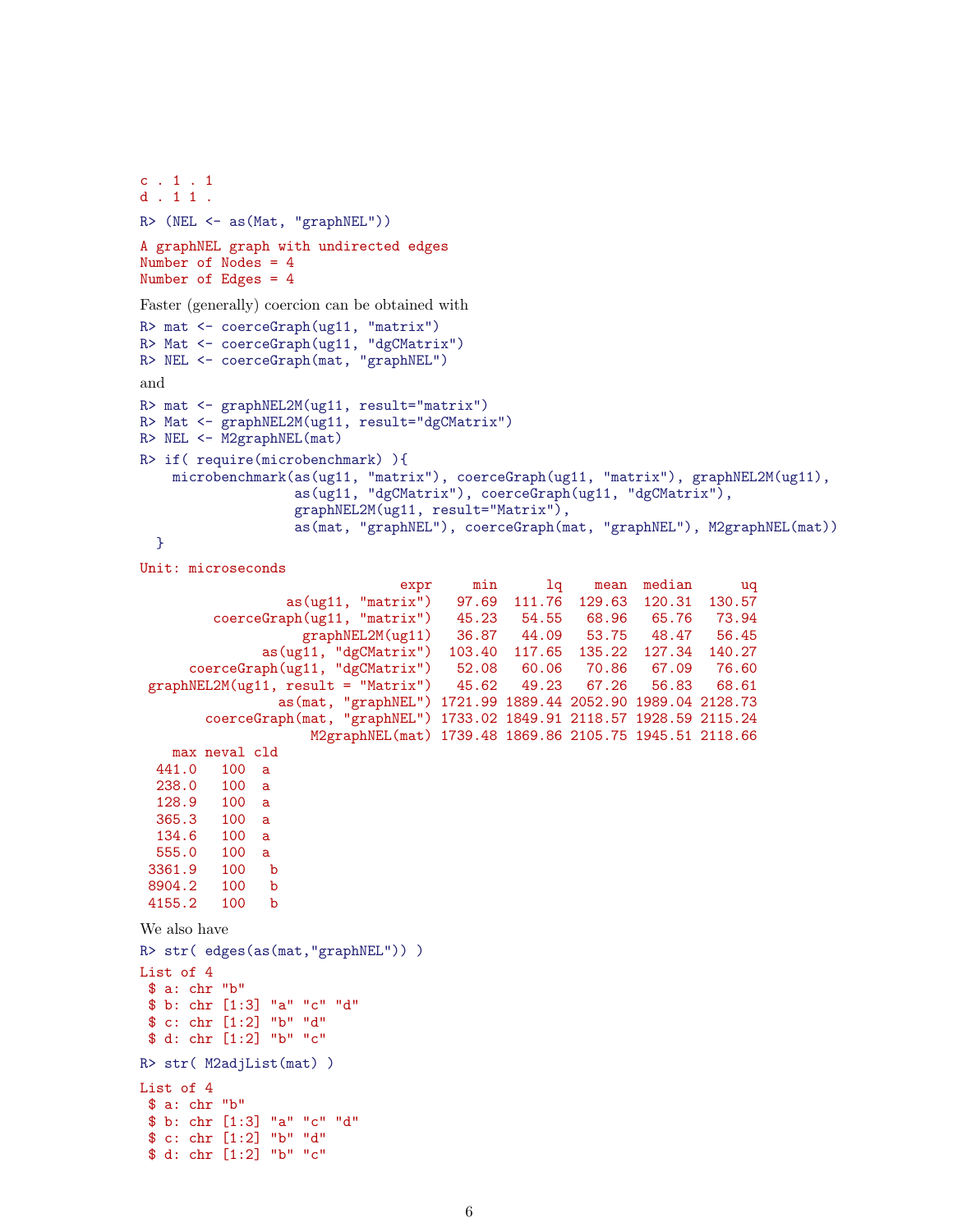```
c . 1 . 1
d . 1 1 .
```

```
R> (NEL <- as(Mat, "graphNEL"))
```

```
A graphNEL graph with undirected edges
Number of Nodes = 4
Number of Edges = 4
```

Faster (generally) coercion can be obtained with

```
R> mat <- coerceGraph(ug11, "matrix")
R> Mat <- coerceGraph(ug11, "dgCMatrix")
R> NEL <- coerceGraph(mat, "graphNEL")
```

and

```
R> mat <- graphNEL2M(ug11, result="matrix")
R> Mat <- graphNEL2M(ug11, result="dgCMatrix")
R> NEL <- M2graphNEL(mat)
R> if( require(microbenchmark) ){
    microbenchmark(as(ug11, "matrix"), coerceGraph(ug11, "matrix"), graphNEL2M(ug11),
                   as(ug11, "dgCMatrix"), coerceGraph(ug11, "dgCMatrix"),
                   graphNEL2M(ug11, result="Matrix"),
                   as(mat, "graphNEL"), coerceGraph(mat, "graphNEL"), M2graphNEL(mat))
  }
```

```
Unit: microseconds
                               expr     min      lq    mean  median      uq
                 as(ug11, "matrix")   97.69  111.76  129.63  120.31  130.57
        coerceGraph(ug11, "matrix")   45.23   54.55   68.96   65.76   73.94
                   graphNEL2M(ug11)   36.87   44.09   53.75   48.47   56.45
              as(ug11, "dgCMatrix")  103.40  117.65  135.22  127.34  140.27
     coerceGraph(ug11, "dgCMatrix")   52.08   60.06   70.86   67.09   76.60
 graphNEL2M(ug11, result = "Matrix")   45.62   49.23   67.26   56.83   68.61
                as(mat, "graphNEL") 1721.99 1889.44 2052.90 1989.04 2128.73
       coerceGraph(mat, "graphNEL") 1733.02 1849.91 2118.57 1928.59 2115.24
                    M2graphNEL(mat) 1739.48 1869.86 2105.75 1945.51 2118.66
    max neval cld
  441.0   100  a
  238.0   100  a
  128.9   100  a
  365.3   100  a
  134.6   100  a
  555.0   100  a
 3361.9   100   b
 8904.2   100   b
 4155.2   100   b
```

We also have

```
R> str( edges(as(mat,"graphNEL")) )
```

```
List of 4
 $ a: chr "b"
 $ b: chr [1:3] "a" "c" "d"
 $ c: chr [1:2] "b" "d"
 $ d: chr [1:2] "b" "c"
```

```
R> str( M2adjList(mat) )
```

```
List of 4
 $ a: chr "b"
 $ b: chr [1:3] "a" "c" "d"
 $ c: chr [1:2] "b" "d"
 $ d: chr [1:2] "b" "c"
```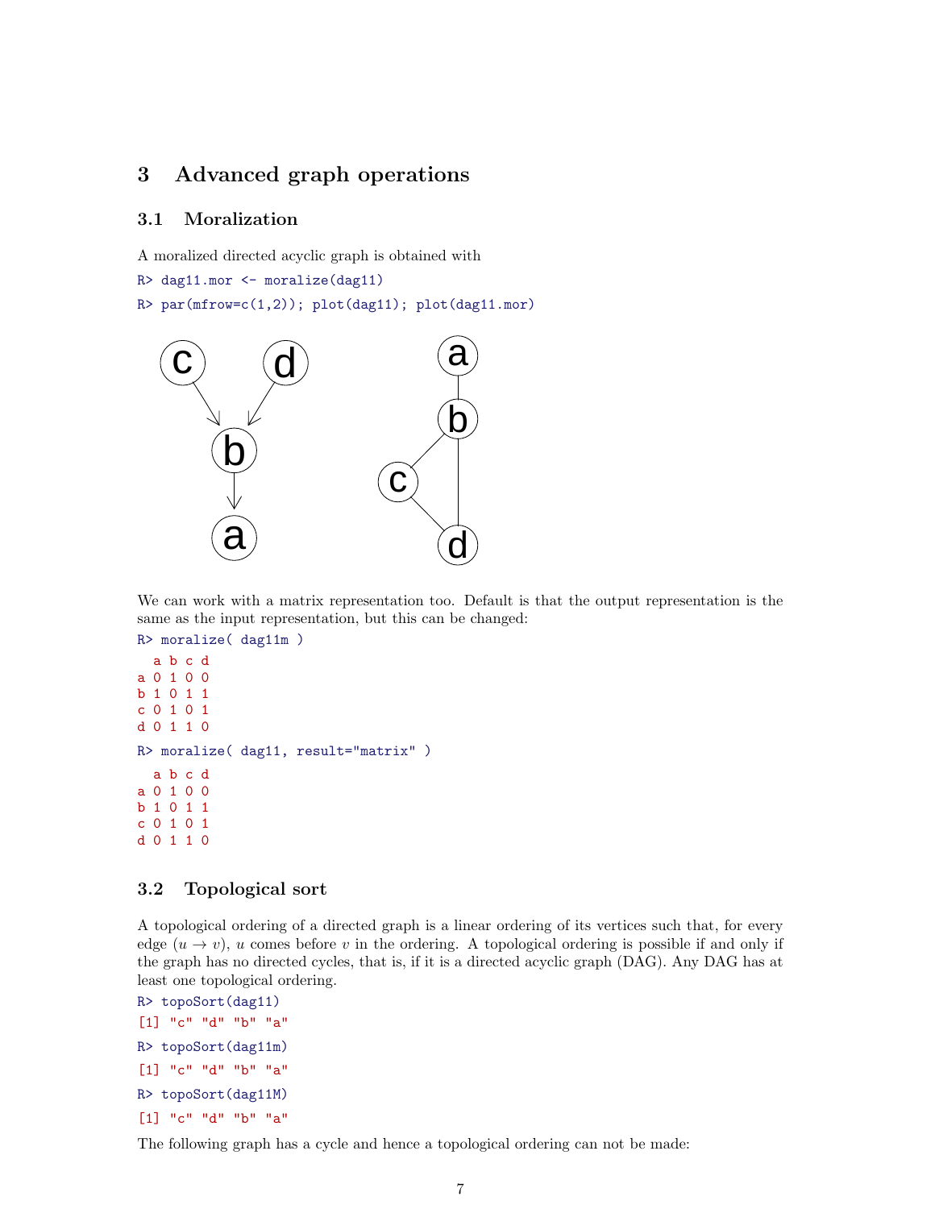## 3 Advanced graph operations

### 3.1 Moralization

A moralized directed acyclic graph is obtained with

```
R> dag11.mor <- moralize(dag11)
R> par(mfrow=c(1,2)); plot(dag11); plot(dag11.mor)
```

We can work with a matrix representation too. Default is that the output representation is the same as the input representation, but this can be changed:

```
R> moralize( dag11m )
  a b c d
a 0 1 0 0
b 1 0 1 1
c 0 1 0 1
d 0 1 1 0
R> moralize( dag11, result="matrix" )
  a b c d
a 0 1 0 0
b 1 0 1 1
c 0 1 0 1
d 0 1 1 0
```

### 3.2 Topological sort

A topological ordering of a directed graph is a linear ordering of its vertices such that, for every edge $(u \to v)$, $u$ comes before $v$ in the ordering. A topological ordering is possible if and only if the graph has no directed cycles, that is, if it is a directed acyclic graph (DAG). Any DAG has at least one topological ordering.

```
R> topoSort(dag11)
[1] "c" "d" "b" "a"
R> topoSort(dag11m)
[1] "c" "d" "b" "a"
R> topoSort(dag11M)
[1] "c" "d" "b" "a"
```

The following graph has a cycle and hence a topological ordering can not be made: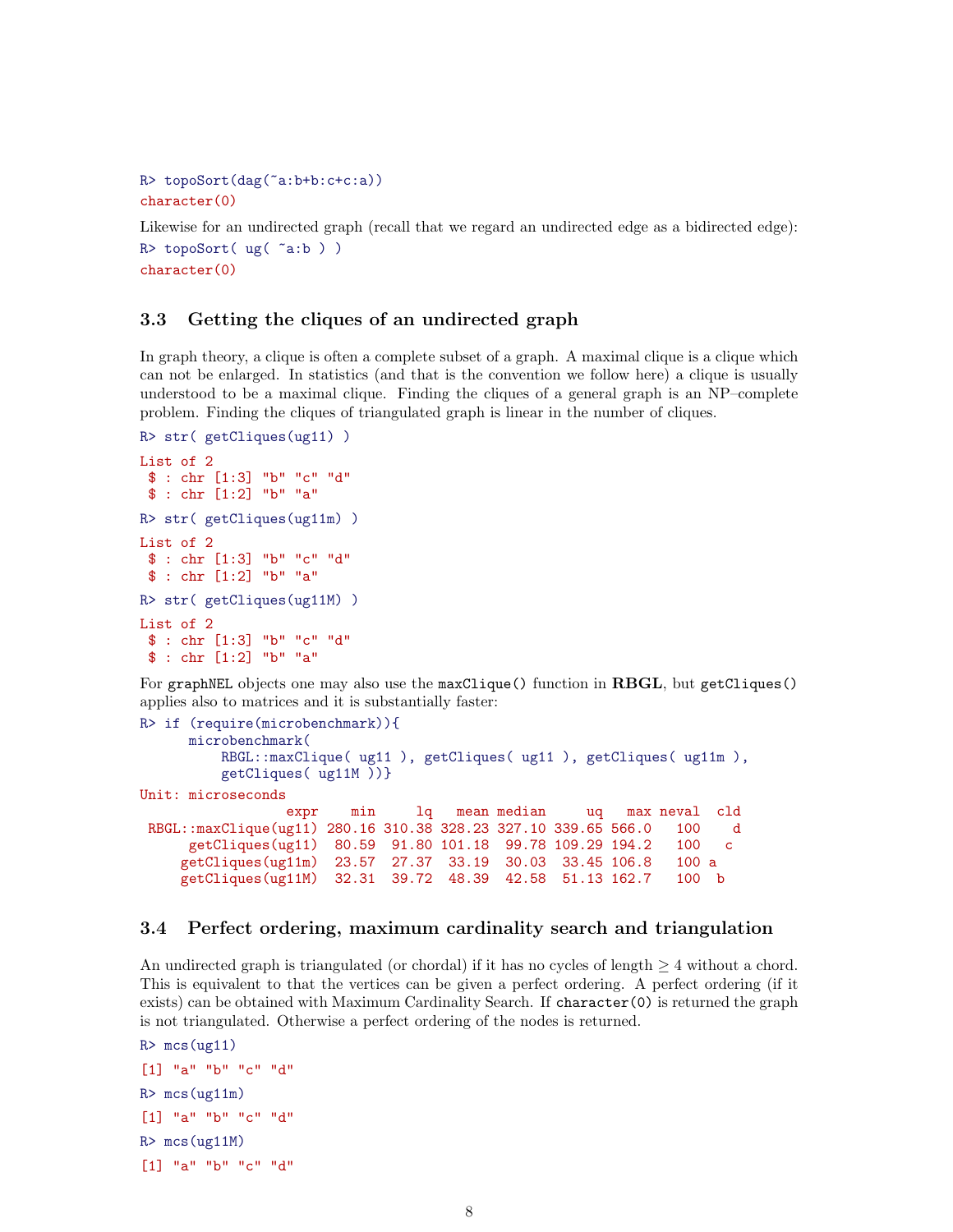```
R> topoSort(dag(~a:b+b:c+c:a))
character(0)
```

Likewise for an undirected graph (recall that we regard an undirected edge as a bidirected edge):

```
R> topoSort( ug( ~a:b ) )
character(0)
```

### 3.3 Getting the cliques of an undirected graph

In graph theory, a clique is often a complete subset of a graph. A maximal clique is a clique which can not be enlarged. In statistics (and that is the convention we follow here) a clique is usually understood to be a maximal clique. Finding the cliques of a general graph is an NP–complete problem. Finding the cliques of triangulated graph is linear in the number of cliques.

```
R> str( getCliques(ug11) )
List of 2
 $ : chr [1:3] "b" "c" "d"
 $ : chr [1:2] "b" "a"
R> str( getCliques(ug11m) )
List of 2
 $ : chr [1:3] "b" "c" "d"
 $ : chr [1:2] "b" "a"
R> str( getCliques(ug11M) )
List of 2
 $ : chr [1:3] "b" "c" "d"
 $ : chr [1:2] "b" "a"
```

For `graphNEL` objects one may also use the `maxClique()` function in **RBGL**, but `getCliques()` applies also to matrices and it is substantially faster:

```
R> if (require(microbenchmark)){
     microbenchmark(
         RBGL::maxClique( ug11 ), getCliques( ug11 ), getCliques( ug11m ),
         getCliques( ug11M ))}
Unit: microseconds
                 expr    min     lq   mean median     uq   max neval  cld
 RBGL::maxClique(ug11) 280.16 310.38 328.23 327.10 339.65 566.0   100    d
      getCliques(ug11)  80.59  91.80 101.18  99.78 109.29 194.2   100   c
     getCliques(ug11m)  23.57  27.37  33.19  30.03  33.45 106.8   100 a
     getCliques(ug11M)  32.31  39.72  48.39  42.58  51.13 162.7   100  b
```

### 3.4 Perfect ordering, maximum cardinality search and triangulation

An undirected graph is triangulated (or chordal) if it has no cycles of length $\geq 4$ without a chord. This is equivalent to that the vertices can be given a perfect ordering. A perfect ordering (if it exists) can be obtained with Maximum Cardinality Search. If `character(0)` is returned the graph is not triangulated. Otherwise a perfect ordering of the nodes is returned.

```
R> mcs(ug11)
[1] "a" "b" "c" "d"
R> mcs(ug11m)
[1] "a" "b" "c" "d"
R> mcs(ug11M)
[1] "a" "b" "c" "d"
```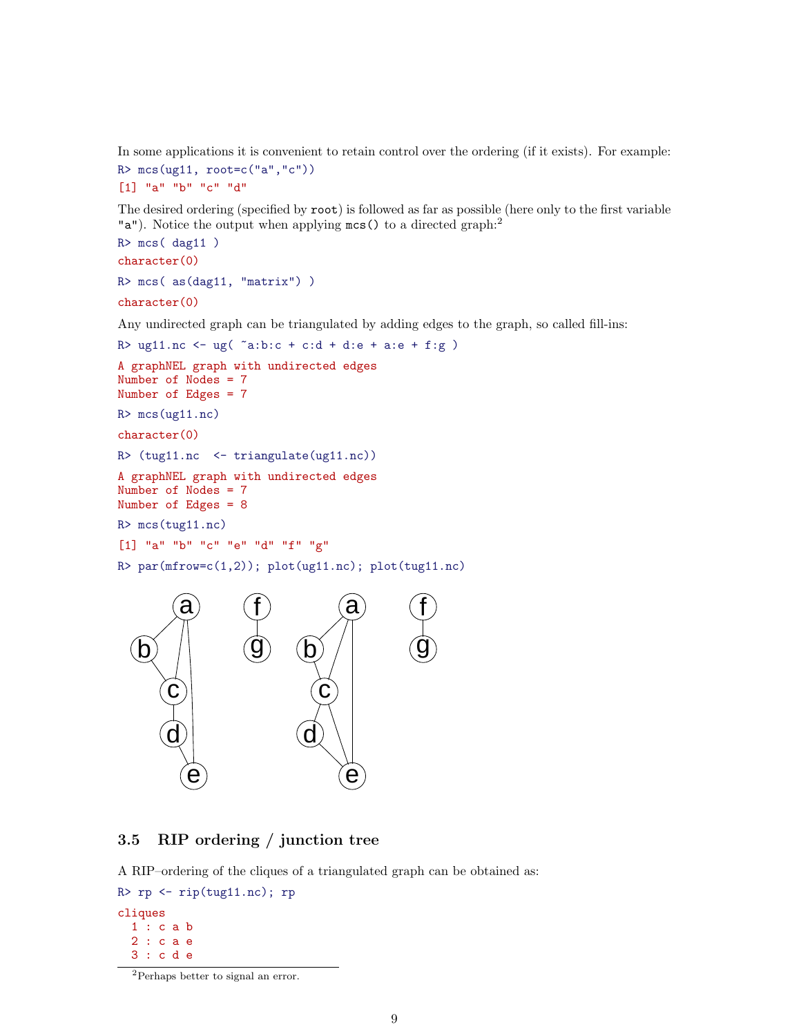In some applications it is convenient to retain control over the ordering (if it exists). For example:

```
R> mcs(ug11, root=c("a","c"))
[1] "a" "b" "c" "d"
```

The desired ordering (specified by `root`) is followed as far as possible (here only to the first variable "a"). Notice the output when applying `mcs()` to a directed graph:[2]

```
R> mcs( dag11 )
character(0)
R> mcs( as(dag11, "matrix") )
character(0)
```

Any undirected graph can be triangulated by adding edges to the graph, so called fill-ins:

```
R> ug11.nc <- ug( ~a:b:c + c:d + d:e + a:e + f:g )
A graphNEL graph with undirected edges
Number of Nodes = 7
Number of Edges = 7
R> mcs(ug11.nc)
character(0)
R> (tug11.nc  <- triangulate(ug11.nc))
A graphNEL graph with undirected edges
Number of Nodes = 7
Number of Edges = 8
R> mcs(tug11.nc)
[1] "a" "b" "c" "e" "d" "f" "g"
R> par(mfrow=c(1,2)); plot(ug11.nc); plot(tug11.nc)
```

### 3.5 RIP ordering / junction tree

A RIP–ordering of the cliques of a triangulated graph can be obtained as:

```
R> rp <- rip(tug11.nc); rp
cliques
  1 : c a b
  2 : c a e
  3 : c d e
```

[2] Perhaps better to signal an error.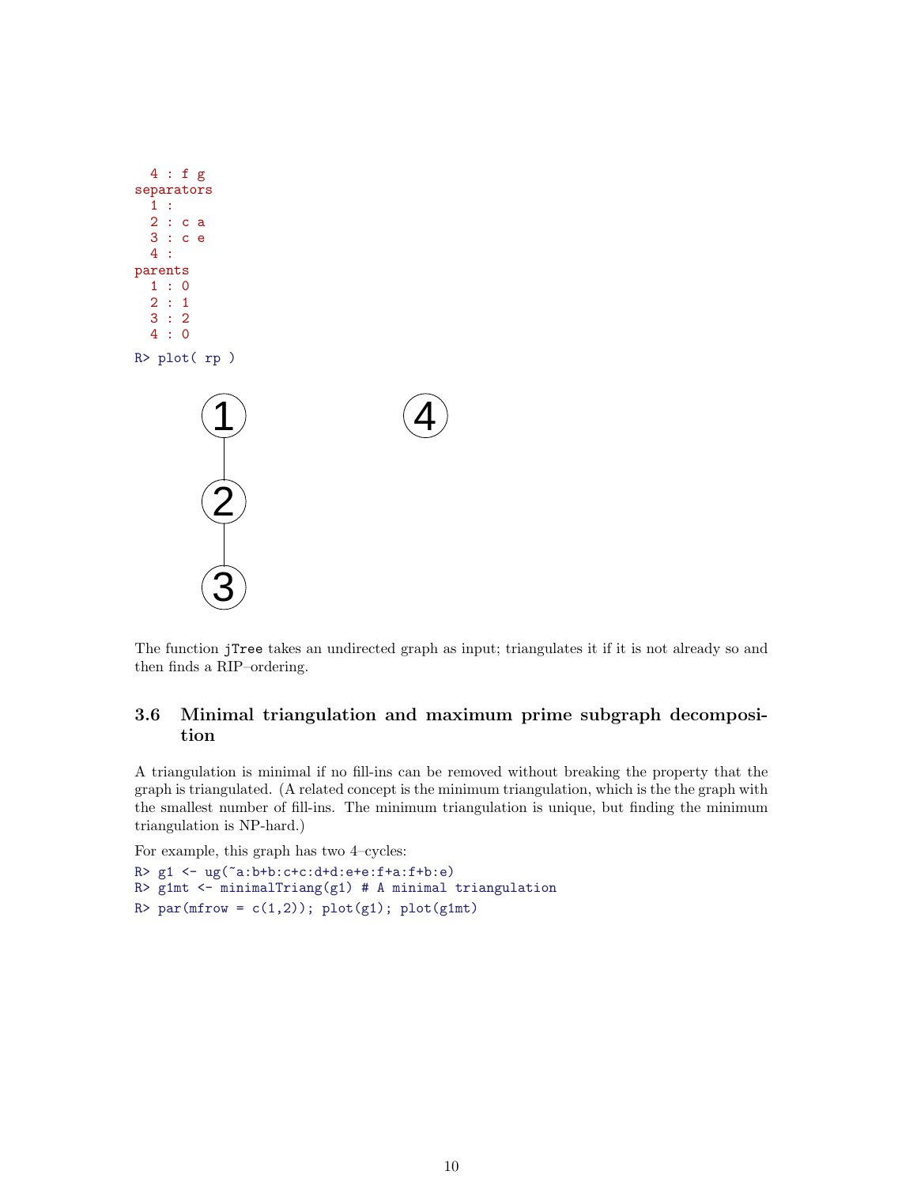```
  4 : f g
separators
  1 :
  2 : c a
  3 : c e
  4 :
parents
  1 : 0
  2 : 1
  3 : 2
  4 : 0
```

```
R> plot( rp )
```

The function `jTree` takes an undirected graph as input; triangulates it if it is not already so and then finds a RIP–ordering.

### 3.6 Minimal triangulation and maximum prime subgraph decomposition

A triangulation is minimal if no fill-ins can be removed without breaking the property that the graph is triangulated. (A related concept is the minimum triangulation, which is the the graph with the smallest number of fill-ins. The minimum triangulation is unique, but finding the minimum triangulation is NP-hard.)

For example, this graph has two 4–cycles:

```
R> g1 <- ug(~a:b+b:c+c:d+d:e+e:f+a:f+b:e)
R> g1mt <- minimalTriang(g1) # A minimal triangulation
R> par(mfrow = c(1,2)); plot(g1); plot(g1mt)
```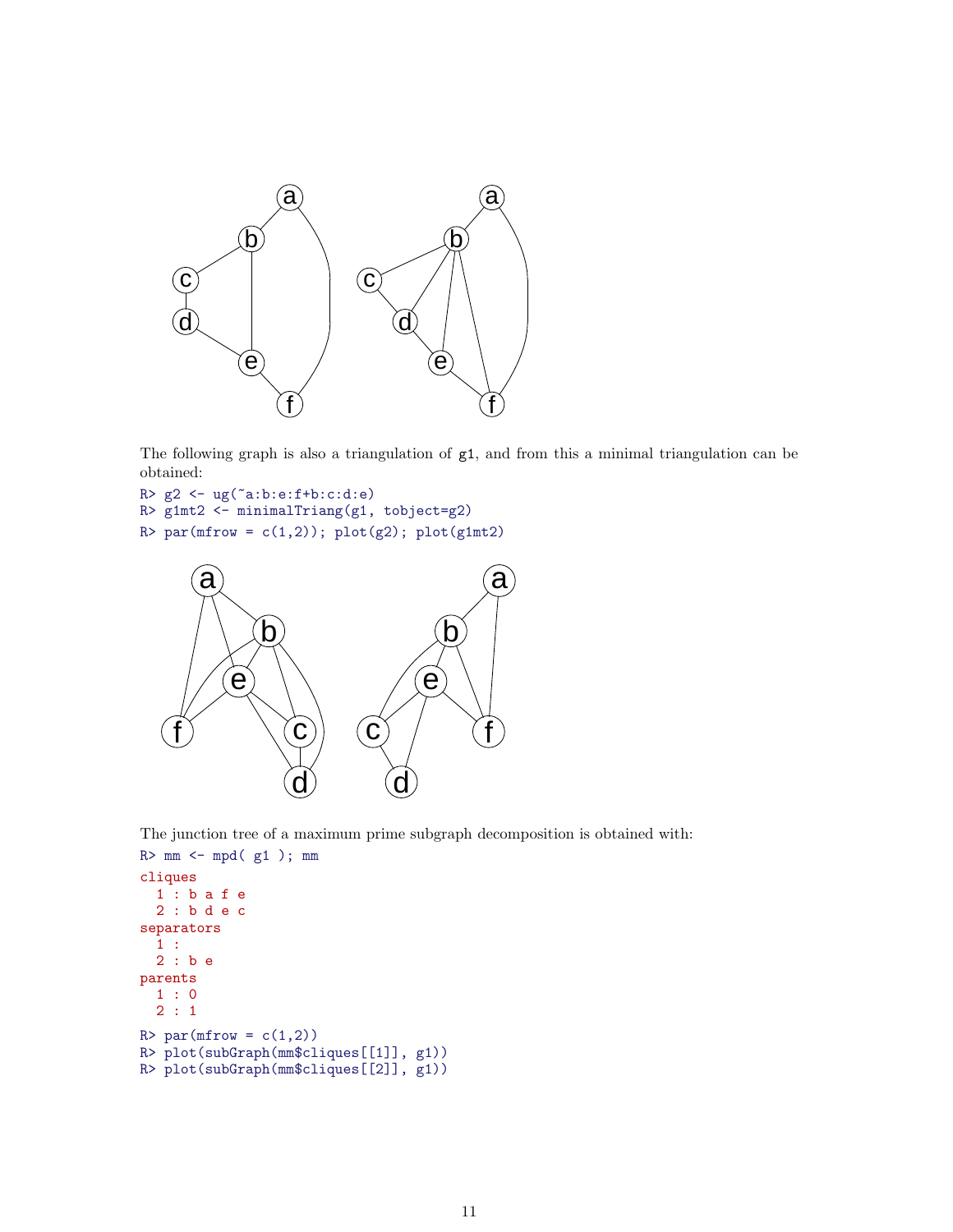The following graph is also a triangulation of g1, and from this a minimal triangulation can be obtained:

```
R> g2 <- ug(~a:b:e:f+b:c:d:e)
R> g1mt2 <- minimalTriang(g1, tobject=g2)
R> par(mfrow = c(1,2)); plot(g2); plot(g1mt2)
```

The junction tree of a maximum prime subgraph decomposition is obtained with:

```
R> mm <- mpd( g1 ); mm
cliques
  1 : b a f e
  2 : b d e c
separators
  1 :
  2 : b e
parents
  1 : 0
  2 : 1
R> par(mfrow = c(1,2))
R> plot(subGraph(mm$cliques[[1]], g1))
R> plot(subGraph(mm$cliques[[2]], g1))
```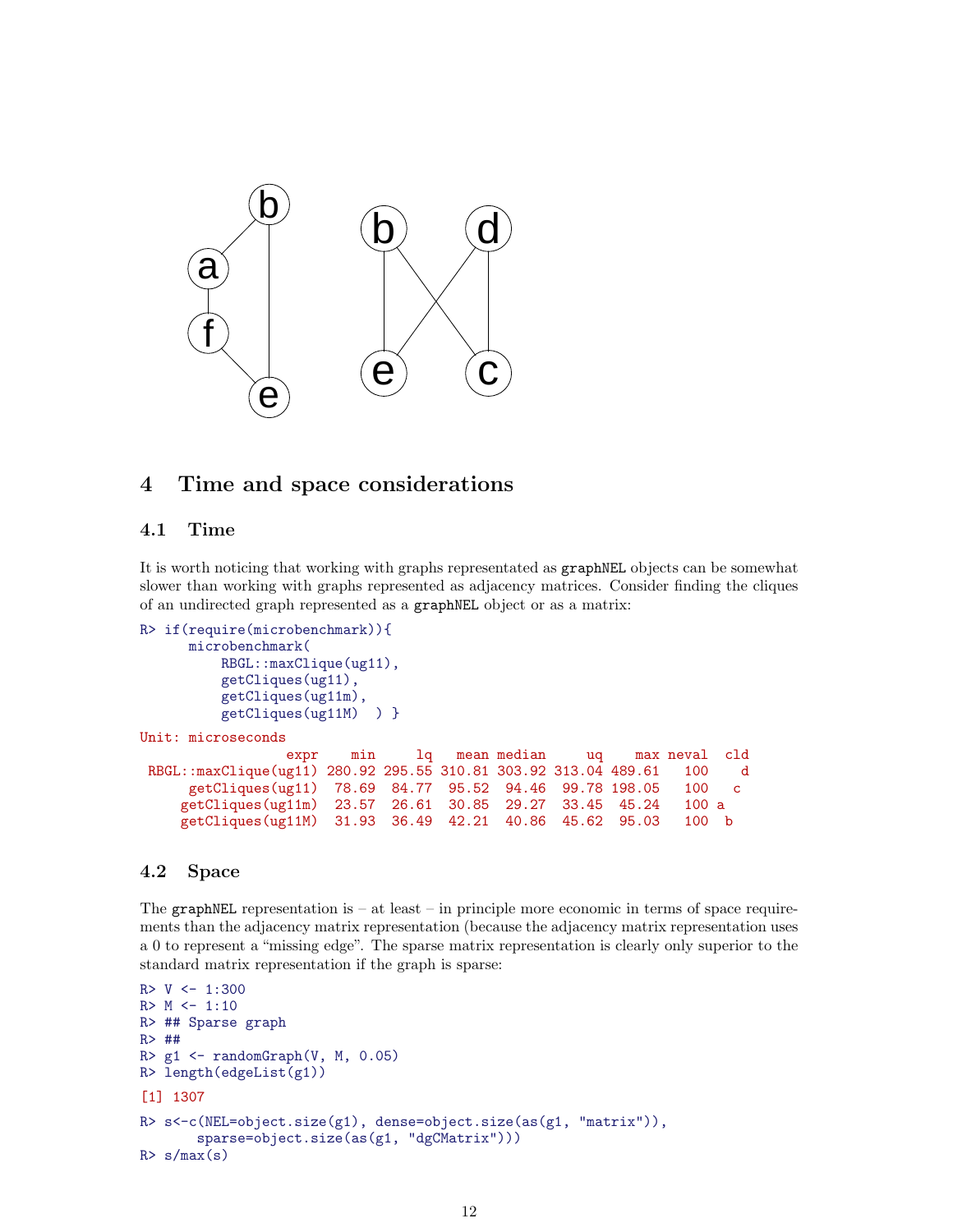## 4 Time and space considerations

### 4.1 Time

It is worth noticing that working with graphs representated as graphNEL objects can be somewhat slower than working with graphs represented as adjacency matrices. Consider finding the cliques of an undirected graph represented as a graphNEL object or as a matrix:

```
R> if(require(microbenchmark)){
     microbenchmark(
         RBGL::maxClique(ug11),
         getCliques(ug11),
         getCliques(ug11m),
         getCliques(ug11M)  ) }
```

```
Unit: microseconds
                  expr    min     lq   mean median     uq    max neval  cld
 RBGL::maxClique(ug11) 280.92 295.55 310.81 303.92 313.04 489.61   100    d
      getCliques(ug11)  78.69  84.77  95.52  94.46  99.78 198.05   100   c
     getCliques(ug11m)  23.57  26.61  30.85  29.27  33.45  45.24   100 a
     getCliques(ug11M)  31.93  36.49  42.21  40.86  45.62  95.03   100  b
```

### 4.2 Space

The graphNEL representation is – at least – in principle more economic in terms of space requirements than the adjacency matrix representation (because the adjacency matrix representation uses a 0 to represent a "missing edge". The sparse matrix representation is clearly only superior to the standard matrix representation if the graph is sparse:

```
R> V <- 1:300
R> M <- 1:10
R> ## Sparse graph
R> ##
R> g1 <- randomGraph(V, M, 0.05)
R> length(edgeList(g1))
```

```
[1] 1307
```

```
R> s<-c(NEL=object.size(g1), dense=object.size(as(g1, "matrix")),
       sparse=object.size(as(g1, "dgCMatrix")))
R> s/max(s)
```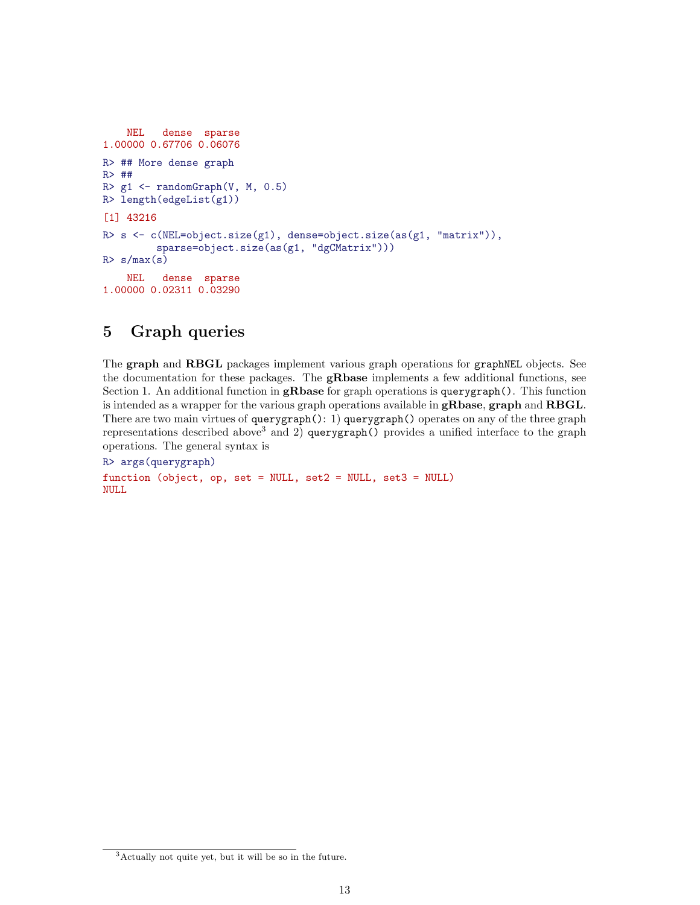```
    NEL   dense  sparse
1.00000 0.67706 0.06076
```

```
R> ## More dense graph
R> ##
R> g1 <- randomGraph(V, M, 0.5)
R> length(edgeList(g1))
```

```
[1] 43216
```

```
R> s <- c(NEL=object.size(g1), dense=object.size(as(g1, "matrix")),
        sparse=object.size(as(g1, "dgCMatrix")))
R> s/max(s)
```

```
    NEL   dense  sparse
1.00000 0.02311 0.03290
```

# 5 Graph queries

The **graph** and **RBGL** packages implement various graph operations for graphNEL objects. See the documentation for these packages. The **gRbase** implements a few additional functions, see Section 1. An additional function in **gRbase** for graph operations is `querygraph()`. This function is intended as a wrapper for the various graph operations available in **gRbase**, **graph** and **RBGL**. There are two main virtues of `querygraph()`: 1) `querygraph()` operates on any of the three graph representations described above[3] and 2) `querygraph()` provides a unified interface to the graph operations. The general syntax is

```
R> args(querygraph)
```

```
function (object, op, set = NULL, set2 = NULL, set3 = NULL)
NULL
```

[3]Actually not quite yet, but it will be so in the future.